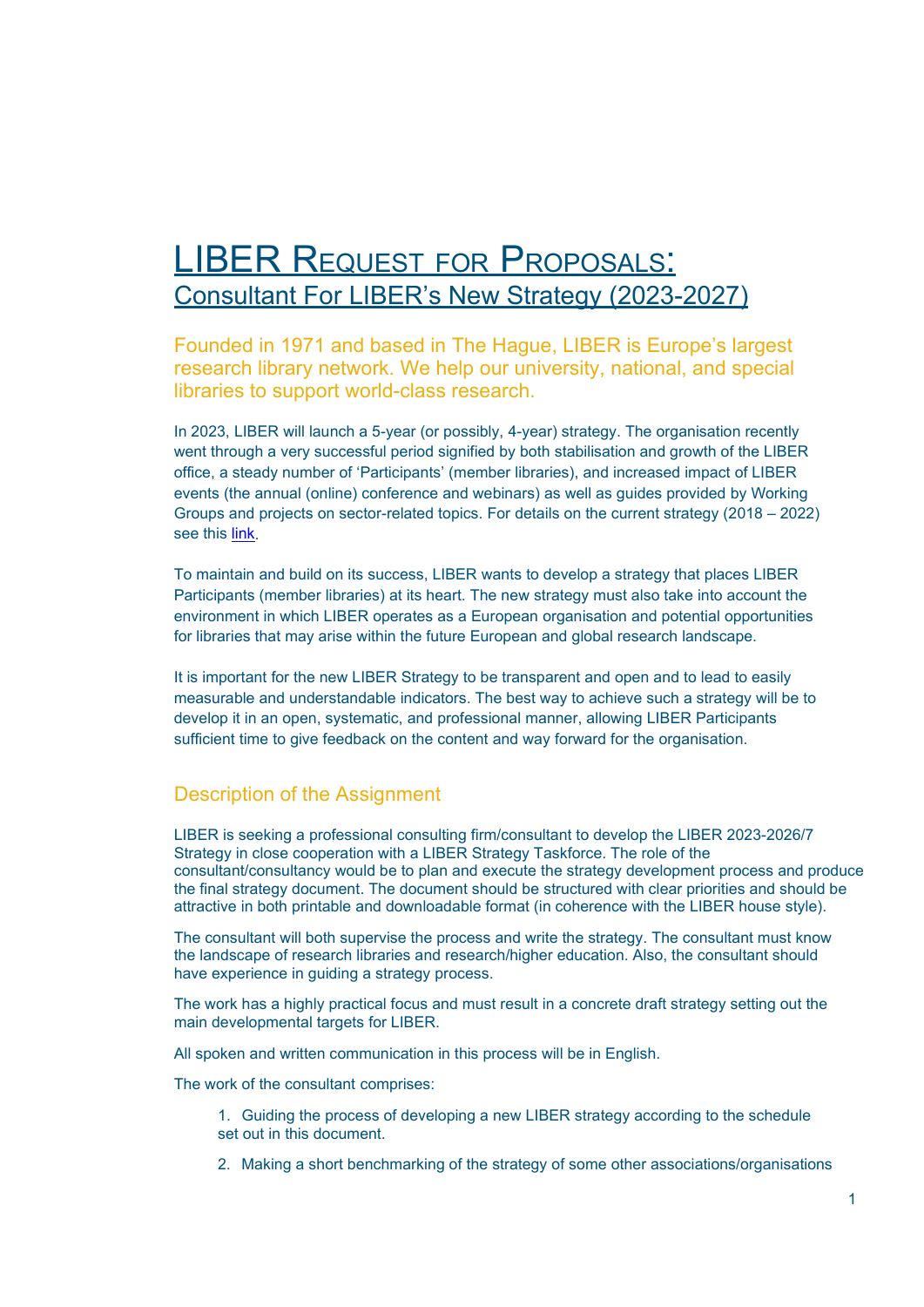# LIBER Request for Proposals:

## Consultant For LIBER's New Strategy (2023-2027)

### Founded in 1971 and based in The Hague, LIBER is Europe's largest research library network. We help our university, national, and special libraries to support world-class research.

In 2023, LIBER will launch a 5-year (or possibly, 4-year) strategy. The organisation recently went through a very successful period signified by both stabilisation and growth of the LIBER office, a steady number of 'Participants' (member libraries), and increased impact of LIBER events (the annual (online) conference and webinars) as well as guides provided by Working Groups and projects on sector-related topics. For details on the current strategy (2018 – 2022) see this link.

To maintain and build on its success, LIBER wants to develop a strategy that places LIBER Participants (member libraries) at its heart. The new strategy must also take into account the environment in which LIBER operates as a European organisation and potential opportunities for libraries that may arise within the future European and global research landscape.

It is important for the new LIBER Strategy to be transparent and open and to lead to easily measurable and understandable indicators. The best way to achieve such a strategy will be to develop it in an open, systematic, and professional manner, allowing LIBER Participants sufficient time to give feedback on the content and way forward for the organisation.

## Description of the Assignment

LIBER is seeking a professional consulting firm/consultant to develop the LIBER 2023-2026/7 Strategy in close cooperation with a LIBER Strategy Taskforce. The role of the consultant/consultancy would be to plan and execute the strategy development process and produce the final strategy document. The document should be structured with clear priorities and should be attractive in both printable and downloadable format (in coherence with the LIBER house style).

The consultant will both supervise the process and write the strategy. The consultant must know the landscape of research libraries and research/higher education. Also, the consultant should have experience in guiding a strategy process.

The work has a highly practical focus and must result in a concrete draft strategy setting out the main developmental targets for LIBER.

All spoken and written communication in this process will be in English.

The work of the consultant comprises:

1. Guiding the process of developing a new LIBER strategy according to the schedule set out in this document.
2. Making a short benchmarking of the strategy of some other associations/organisations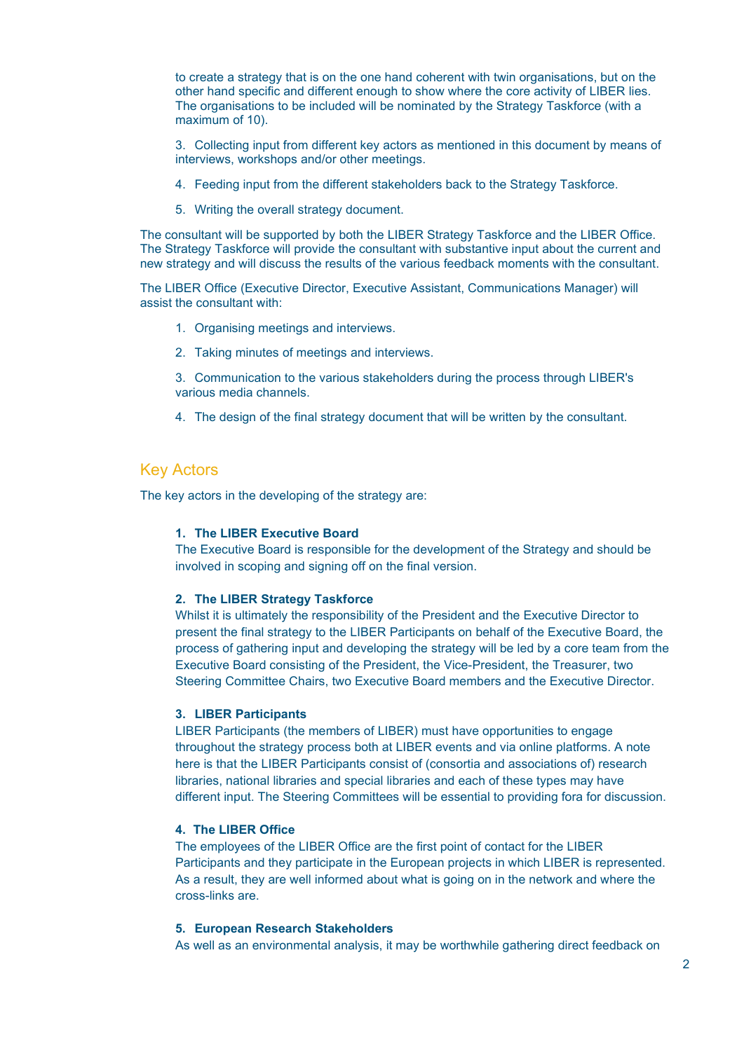to create a strategy that is on the one hand coherent with twin organisations, but on the other hand specific and different enough to show where the core activity of LIBER lies. The organisations to be included will be nominated by the Strategy Taskforce (with a maximum of 10).

3. Collecting input from different key actors as mentioned in this document by means of interviews, workshops and/or other meetings.

4. Feeding input from the different stakeholders back to the Strategy Taskforce.

5. Writing the overall strategy document.

The consultant will be supported by both the LIBER Strategy Taskforce and the LIBER Office. The Strategy Taskforce will provide the consultant with substantive input about the current and new strategy and will discuss the results of the various feedback moments with the consultant.

The LIBER Office (Executive Director, Executive Assistant, Communications Manager) will assist the consultant with:

1. Organising meetings and interviews.
2. Taking minutes of meetings and interviews.
3. Communication to the various stakeholders during the process through LIBER's various media channels.
4. The design of the final strategy document that will be written by the consultant.

## Key Actors

The key actors in the developing of the strategy are:

**1. The LIBER Executive Board**
The Executive Board is responsible for the development of the Strategy and should be involved in scoping and signing off on the final version.

**2. The LIBER Strategy Taskforce**
Whilst it is ultimately the responsibility of the President and the Executive Director to present the final strategy to the LIBER Participants on behalf of the Executive Board, the process of gathering input and developing the strategy will be led by a core team from the Executive Board consisting of the President, the Vice-President, the Treasurer, two Steering Committee Chairs, two Executive Board members and the Executive Director.

**3. LIBER Participants**
LIBER Participants (the members of LIBER) must have opportunities to engage throughout the strategy process both at LIBER events and via online platforms. A note here is that the LIBER Participants consist of (consortia and associations of) research libraries, national libraries and special libraries and each of these types may have different input. The Steering Committees will be essential to providing fora for discussion.

**4. The LIBER Office**
The employees of the LIBER Office are the first point of contact for the LIBER Participants and they participate in the European projects in which LIBER is represented. As a result, they are well informed about what is going on in the network and where the cross-links are.

**5. European Research Stakeholders**
As well as an environmental analysis, it may be worthwhile gathering direct feedback on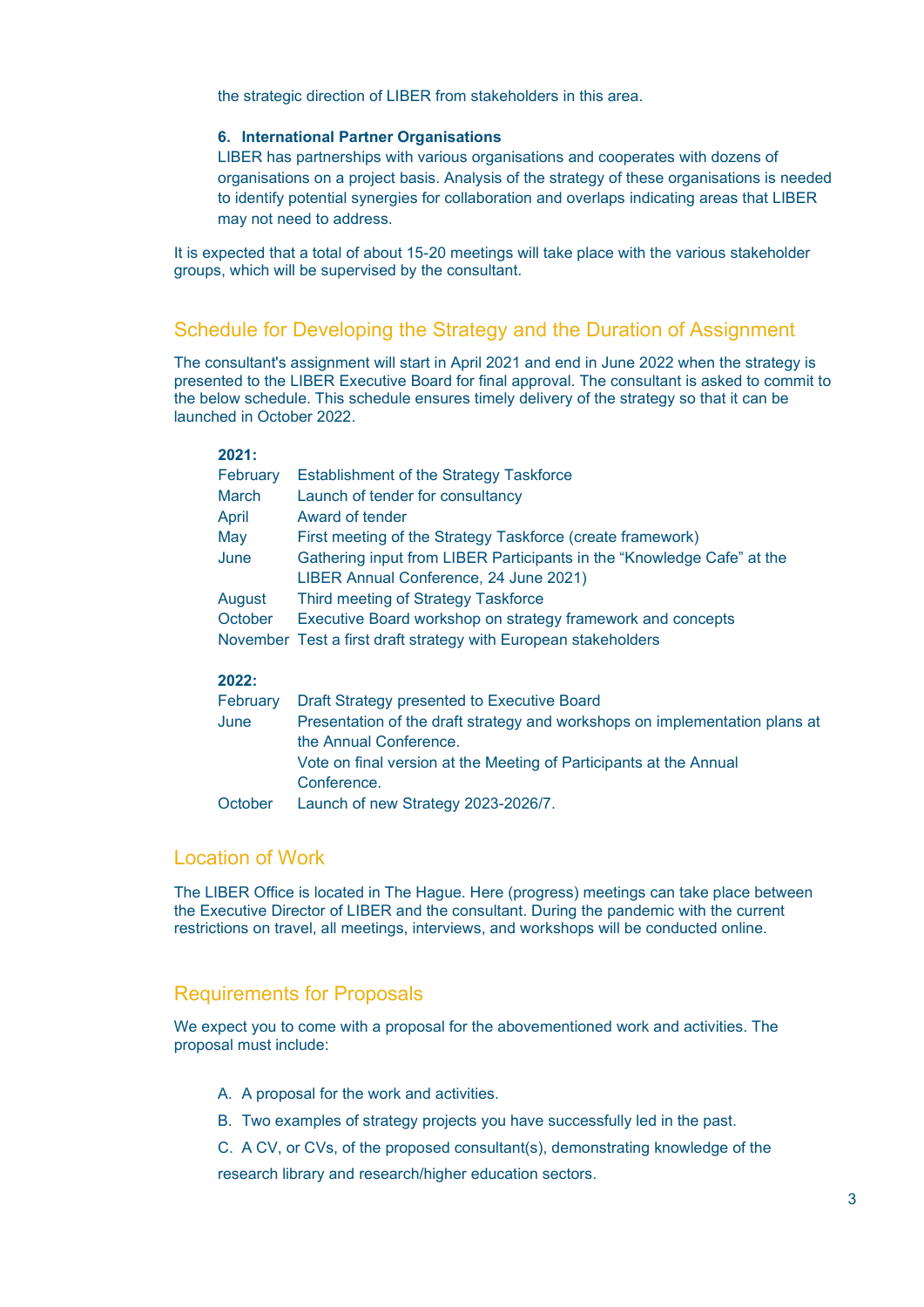the strategic direction of LIBER from stakeholders in this area.

6. **International Partner Organisations**
   LIBER has partnerships with various organisations and cooperates with dozens of organisations on a project basis. Analysis of the strategy of these organisations is needed to identify potential synergies for collaboration and overlaps indicating areas that LIBER may not need to address.

It is expected that a total of about 15-20 meetings will take place with the various stakeholder groups, which will be supervised by the consultant.

## Schedule for Developing the Strategy and the Duration of Assignment

The consultant's assignment will start in April 2021 and end in June 2022 when the strategy is presented to the LIBER Executive Board for final approval. The consultant is asked to commit to the below schedule. This schedule ensures timely delivery of the strategy so that it can be launched in October 2022.

**2021:**

| | |
|---|---|
| February | Establishment of the Strategy Taskforce |
| March | Launch of tender for consultancy |
| April | Award of tender |
| May | First meeting of the Strategy Taskforce (create framework) |
| June | Gathering input from LIBER Participants in the “Knowledge Cafe” at the LIBER Annual Conference, 24 June 2021) |
| August | Third meeting of Strategy Taskforce |
| October | Executive Board workshop on strategy framework and concepts |
| November | Test a first draft strategy with European stakeholders |

**2022:**

| | |
|---|---|
| February | Draft Strategy presented to Executive Board |
| June | Presentation of the draft strategy and workshops on implementation plans at the Annual Conference.<br>Vote on final version at the Meeting of Participants at the Annual Conference. |
| October | Launch of new Strategy 2023-2026/7. |

## Location of Work

The LIBER Office is located in The Hague. Here (progress) meetings can take place between the Executive Director of LIBER and the consultant. During the pandemic with the current restrictions on travel, all meetings, interviews, and workshops will be conducted online.

## Requirements for Proposals

We expect you to come with a proposal for the abovementioned work and activities. The proposal must include:

A. A proposal for the work and activities.

B. Two examples of strategy projects you have successfully led in the past.

C. A CV, or CVs, of the proposed consultant(s), demonstrating knowledge of the research library and research/higher education sectors.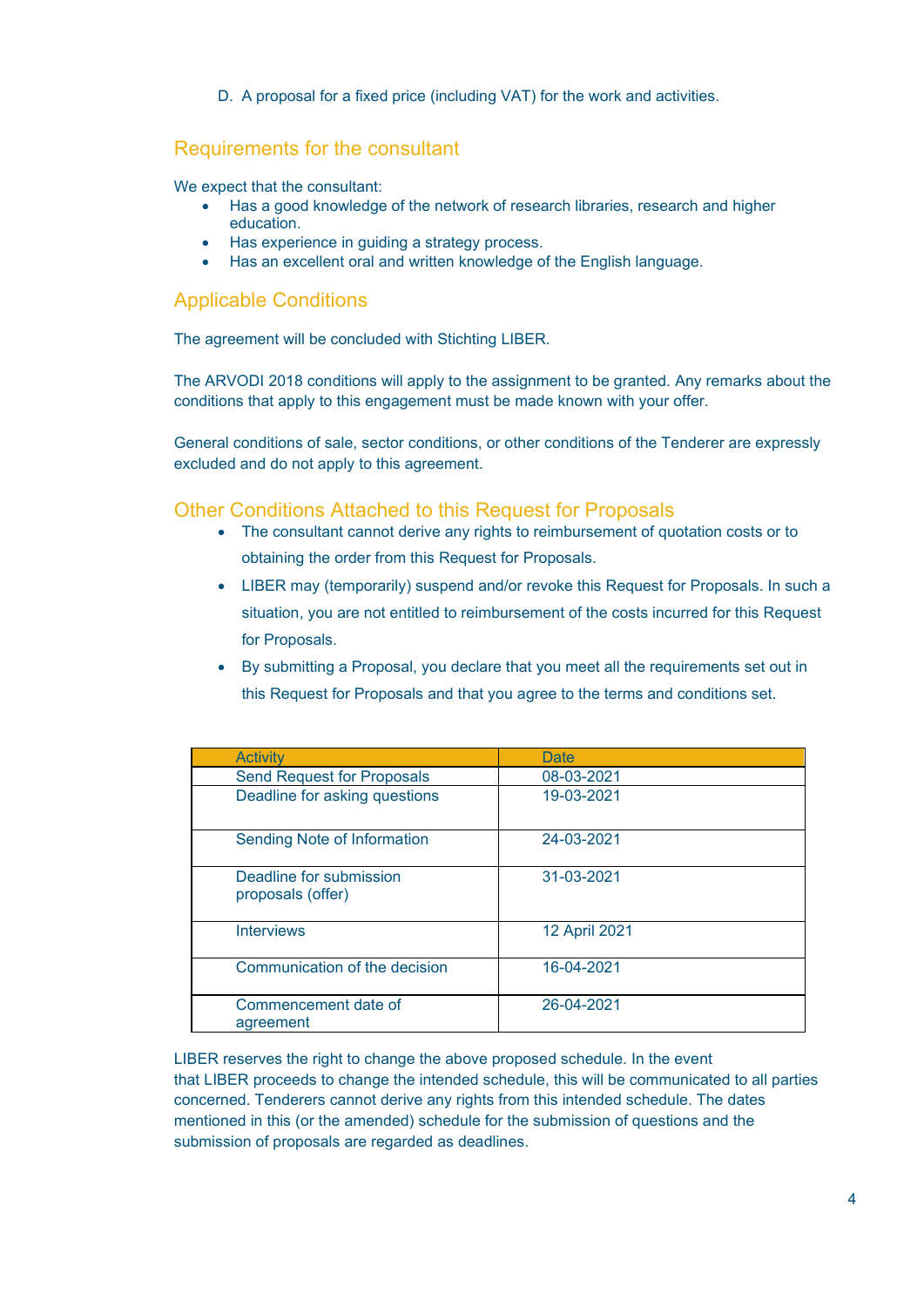D. A proposal for a fixed price (including VAT) for the work and activities.

## Requirements for the consultant

We expect that the consultant:

- Has a good knowledge of the network of research libraries, research and higher education.
- Has experience in guiding a strategy process.
- Has an excellent oral and written knowledge of the English language.

## Applicable Conditions

The agreement will be concluded with Stichting LIBER.

The ARVODI 2018 conditions will apply to the assignment to be granted. Any remarks about the conditions that apply to this engagement must be made known with your offer.

General conditions of sale, sector conditions, or other conditions of the Tenderer are expressly excluded and do not apply to this agreement.

## Other Conditions Attached to this Request for Proposals

- The consultant cannot derive any rights to reimbursement of quotation costs or to obtaining the order from this Request for Proposals.
- LIBER may (temporarily) suspend and/or revoke this Request for Proposals. In such a situation, you are not entitled to reimbursement of the costs incurred for this Request for Proposals.
- By submitting a Proposal, you declare that you meet all the requirements set out in this Request for Proposals and that you agree to the terms and conditions set.

| Activity | Date |
| --- | --- |
| Send Request for Proposals | 08-03-2021 |
| Deadline for asking questions | 19-03-2021 |
| Sending Note of Information | 24-03-2021 |
| Deadline for submission proposals (offer) | 31-03-2021 |
| Interviews | 12 April 2021 |
| Communication of the decision | 16-04-2021 |
| Commencement date of agreement | 26-04-2021 |

LIBER reserves the right to change the above proposed schedule. In the event that LIBER proceeds to change the intended schedule, this will be communicated to all parties concerned. Tenderers cannot derive any rights from this intended schedule. The dates mentioned in this (or the amended) schedule for the submission of questions and the submission of proposals are regarded as deadlines.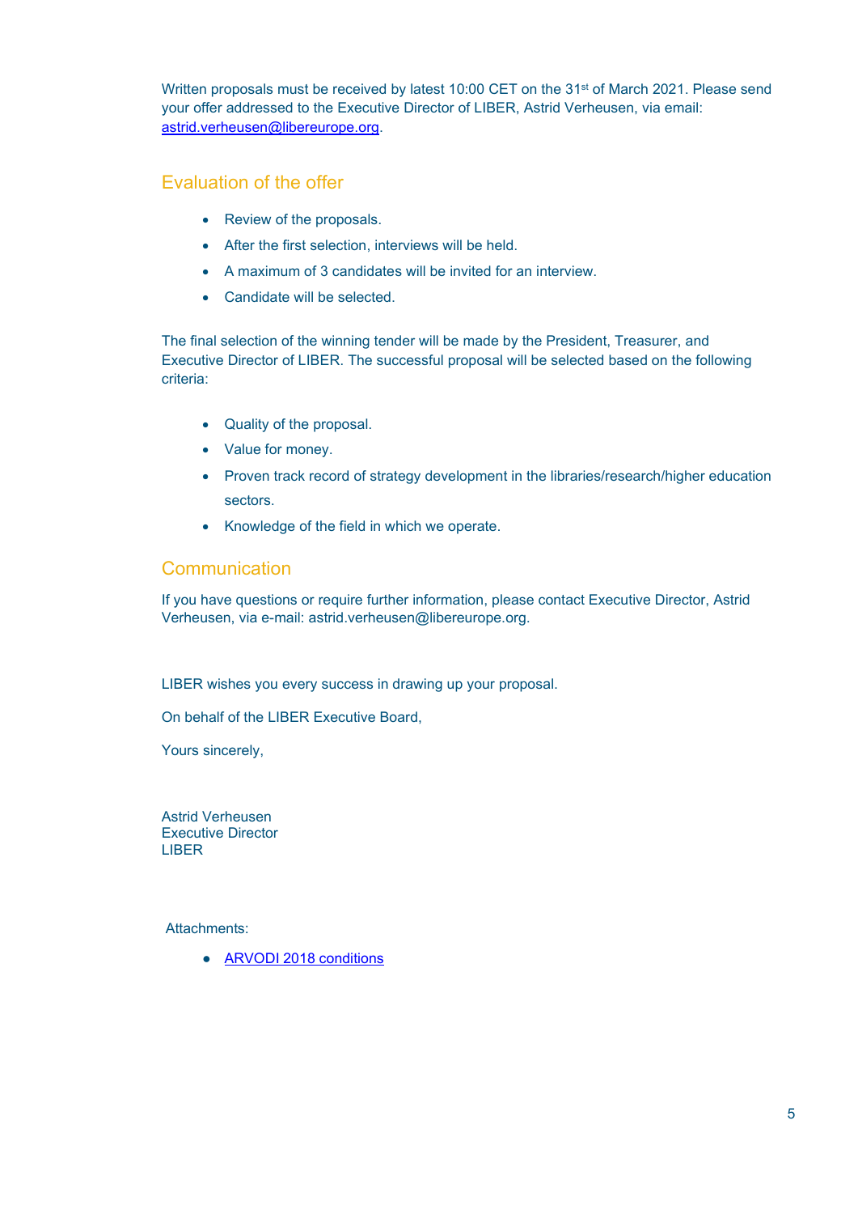Written proposals must be received by latest 10:00 CET on the 31st of March 2021. Please send your offer addressed to the Executive Director of LIBER, Astrid Verheusen, via email: astrid.verheusen@libereurope.org.

## Evaluation of the offer

- Review of the proposals.
- After the first selection, interviews will be held.
- A maximum of 3 candidates will be invited for an interview.
- Candidate will be selected.

The final selection of the winning tender will be made by the President, Treasurer, and Executive Director of LIBER. The successful proposal will be selected based on the following criteria:

- Quality of the proposal.
- Value for money.
- Proven track record of strategy development in the libraries/research/higher education sectors.
- Knowledge of the field in which we operate.

## Communication

If you have questions or require further information, please contact Executive Director, Astrid Verheusen, via e-mail: astrid.verheusen@libereurope.org.

LIBER wishes you every success in drawing up your proposal.

On behalf of the LIBER Executive Board,

Yours sincerely,

Astrid Verheusen
Executive Director
LIBER

Attachments:

- ARVODI 2018 conditions